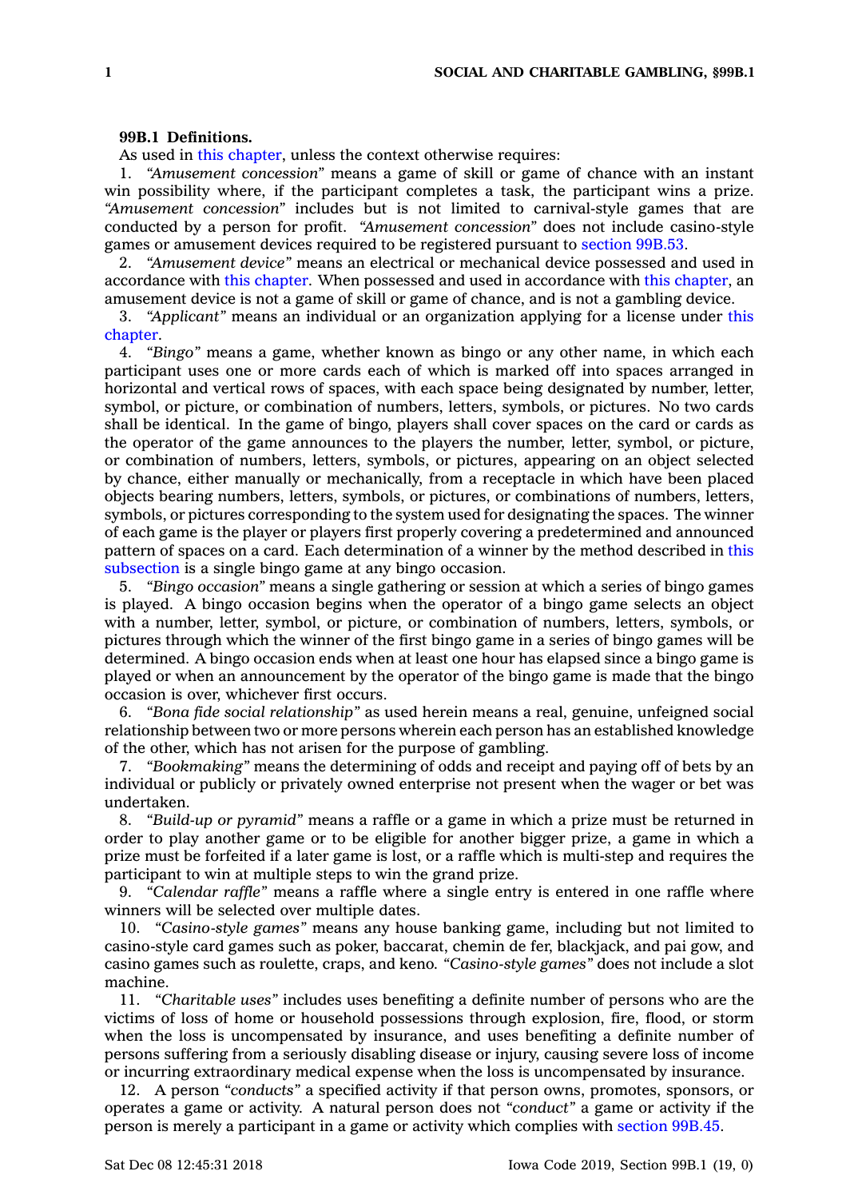**99B.1 Definitions.**

As used in this chapter, unless the context otherwise requires:

1. *"Amusement concession"* means a game of skill or game of chance with an instant win possibility where, if the participant completes a task, the participant wins a prize. *"Amusement concession"* includes but is not limited to carnival-style games that are conducted by a person for profit. *"Amusement concession"* does not include casino-style games or amusement devices required to be registered pursuant to section 99B.53.

2. *"Amusement device"* means an electrical or mechanical device possessed and used in accordance with this chapter. When possessed and used in accordance with this chapter, an amusement device is not a game of skill or game of chance, and is not a gambling device.

3. *"Applicant"* means an individual or an organization applying for a license under this chapter.

4. *"Bingo"* means a game, whether known as bingo or any other name, in which each participant uses one or more cards each of which is marked off into spaces arranged in horizontal and vertical rows of spaces, with each space being designated by number, letter, symbol, or picture, or combination of numbers, letters, symbols, or pictures. No two cards shall be identical. In the game of bingo, players shall cover spaces on the card or cards as the operator of the game announces to the players the number, letter, symbol, or picture, or combination of numbers, letters, symbols, or pictures, appearing on an object selected by chance, either manually or mechanically, from a receptacle in which have been placed objects bearing numbers, letters, symbols, or pictures, or combinations of numbers, letters, symbols, or pictures corresponding to the system used for designating the spaces. The winner of each game is the player or players first properly covering a predetermined and announced pattern of spaces on a card. Each determination of a winner by the method described in this subsection is a single bingo game at any bingo occasion.

5. *"Bingo occasion"* means a single gathering or session at which a series of bingo games is played. A bingo occasion begins when the operator of a bingo game selects an object with a number, letter, symbol, or picture, or combination of numbers, letters, symbols, or pictures through which the winner of the first bingo game in a series of bingo games will be determined. A bingo occasion ends when at least one hour has elapsed since a bingo game is played or when an announcement by the operator of the bingo game is made that the bingo occasion is over, whichever first occurs.

6. *"Bona fide social relationship"* as used herein means a real, genuine, unfeigned social relationship between two or more persons wherein each person has an established knowledge of the other, which has not arisen for the purpose of gambling.

7. *"Bookmaking"* means the determining of odds and receipt and paying off of bets by an individual or publicly or privately owned enterprise not present when the wager or bet was undertaken.

8. *"Build-up or pyramid"* means a raffle or a game in which a prize must be returned in order to play another game or to be eligible for another bigger prize, a game in which a prize must be forfeited if a later game is lost, or a raffle which is multi-step and requires the participant to win at multiple steps to win the grand prize.

9. *"Calendar raffle"* means a raffle where a single entry is entered in one raffle where winners will be selected over multiple dates.

10. *"Casino-style games"* means any house banking game, including but not limited to casino-style card games such as poker, baccarat, chemin de fer, blackjack, and pai gow, and casino games such as roulette, craps, and keno. *"Casino-style games"* does not include a slot machine.

11. *"Charitable uses"* includes uses benefiting a definite number of persons who are the victims of loss of home or household possessions through explosion, fire, flood, or storm when the loss is uncompensated by insurance, and uses benefiting a definite number of persons suffering from a seriously disabling disease or injury, causing severe loss of income or incurring extraordinary medical expense when the loss is uncompensated by insurance.

12. A person *"conducts"* a specified activity if that person owns, promotes, sponsors, or operates a game or activity. A natural person does not *"conduct"* a game or activity if the person is merely a participant in a game or activity which complies with section 99B.45.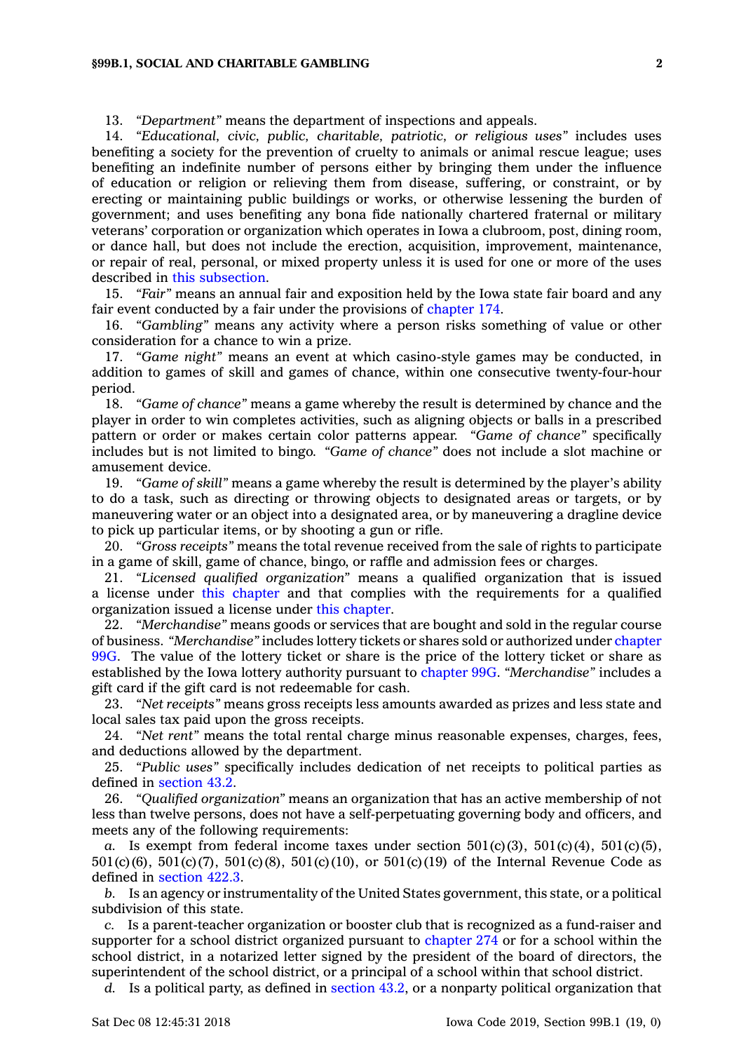13. *"Department"* means the department of inspections and appeals.

14. *"Educational, civic, public, charitable, patriotic, or religious uses"* includes uses benefiting a society for the prevention of cruelty to animals or animal rescue league; uses benefiting an indefinite number of persons either by bringing them under the influence of education or religion or relieving them from disease, suffering, or constraint, or by erecting or maintaining public buildings or works, or otherwise lessening the burden of government; and uses benefiting any bona fide nationally chartered fraternal or military veterans' corporation or organization which operates in Iowa a clubroom, post, dining room, or dance hall, but does not include the erection, acquisition, improvement, maintenance, or repair of real, personal, or mixed property unless it is used for one or more of the uses described in this subsection.

15. *"Fair"* means an annual fair and exposition held by the Iowa state fair board and any fair event conducted by a fair under the provisions of chapter 174.

16. *"Gambling"* means any activity where a person risks something of value or other consideration for a chance to win a prize.

17. *"Game night"* means an event at which casino-style games may be conducted, in addition to games of skill and games of chance, within one consecutive twenty-four-hour period.

18. *"Game of chance"* means a game whereby the result is determined by chance and the player in order to win completes activities, such as aligning objects or balls in a prescribed pattern or order or makes certain color patterns appear. *"Game of chance"* specifically includes but is not limited to bingo. *"Game of chance"* does not include a slot machine or amusement device.

19. *"Game of skill"* means a game whereby the result is determined by the player's ability to do a task, such as directing or throwing objects to designated areas or targets, or by maneuvering water or an object into a designated area, or by maneuvering a dragline device to pick up particular items, or by shooting a gun or rifle.

20. *"Gross receipts"* means the total revenue received from the sale of rights to participate in a game of skill, game of chance, bingo, or raffle and admission fees or charges.

21. *"Licensed qualified organization"* means a qualified organization that is issued a license under this chapter and that complies with the requirements for a qualified organization issued a license under this chapter.

22. *"Merchandise"* means goods or services that are bought and sold in the regular course of business. *"Merchandise"* includes lottery tickets or shares sold or authorized under chapter 99G. The value of the lottery ticket or share is the price of the lottery ticket or share as established by the Iowa lottery authority pursuant to chapter 99G. *"Merchandise"* includes a gift card if the gift card is not redeemable for cash.

23. *"Net receipts"* means gross receipts less amounts awarded as prizes and less state and local sales tax paid upon the gross receipts.

24. *"Net rent"* means the total rental charge minus reasonable expenses, charges, fees, and deductions allowed by the department.

25. *"Public uses"* specifically includes dedication of net receipts to political parties as defined in section 43.2.

26. *"Qualified organization"* means an organization that has an active membership of not less than twelve persons, does not have a self-perpetuating governing body and officers, and meets any of the following requirements:

*a.* Is exempt from federal income taxes under section 501(c)(3), 501(c)(4), 501(c)(5), 501(c)(6), 501(c)(7), 501(c)(8), 501(c)(10), or 501(c)(19) of the Internal Revenue Code as defined in section 422.3.

*b.* Is an agency or instrumentality of the United States government, this state, or a political subdivision of this state.

*c.* Is a parent-teacher organization or booster club that is recognized as a fund-raiser and supporter for a school district organized pursuant to chapter 274 or for a school within the school district, in a notarized letter signed by the president of the board of directors, the superintendent of the school district, or a principal of a school within that school district.

*d.* Is a political party, as defined in section 43.2, or a nonparty political organization that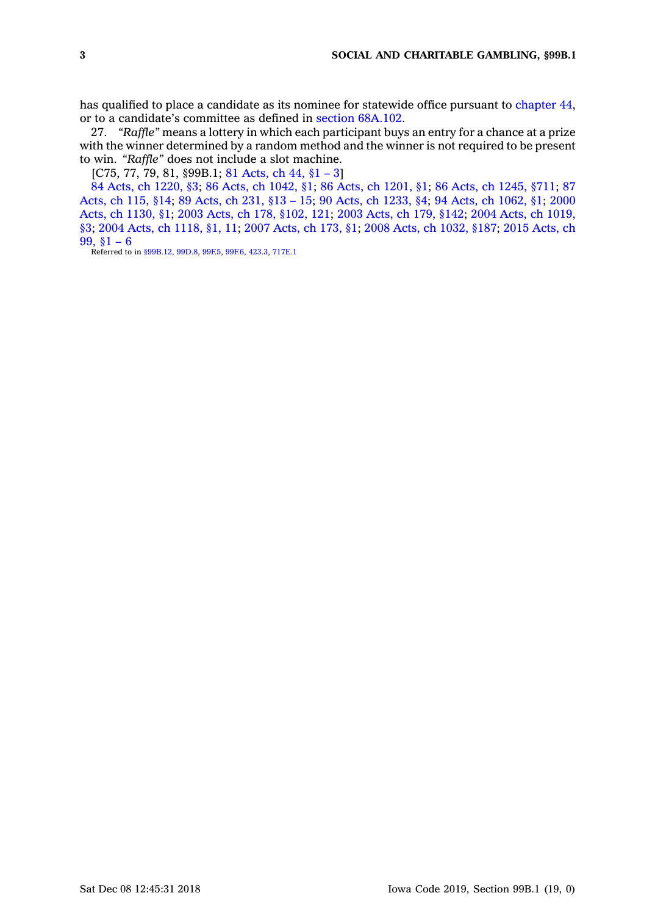has qualified to place a candidate as its nominee for statewide office pursuant to chapter 44, or to a candidate's committee as defined in section 68A.102.

27. *"Raffle"* means a lottery in which each participant buys an entry for a chance at a prize with the winner determined by a random method and the winner is not required to be present to win. *"Raffle"* does not include a slot machine.

[C75, 77, 79, 81, §99B.1; 81 Acts, ch 44, §1 – 3]

84 Acts, ch 1220, §3; 86 Acts, ch 1042, §1; 86 Acts, ch 1201, §1; 86 Acts, ch 1245, §711; 87 Acts, ch 115, §14; 89 Acts, ch 231, §13 – 15; 90 Acts, ch 1233, §4; 94 Acts, ch 1062, §1; 2000 Acts, ch 1130, §1; 2003 Acts, ch 178, §102, 121; 2003 Acts, ch 179, §142; 2004 Acts, ch 1019, §3; 2004 Acts, ch 1118, §1, 11; 2007 Acts, ch 173, §1; 2008 Acts, ch 1032, §187; 2015 Acts, ch 99, §1 – 6

Referred to in §99B.12, 99D.8, 99F.5, 99F.6, 423.3, 717E.1